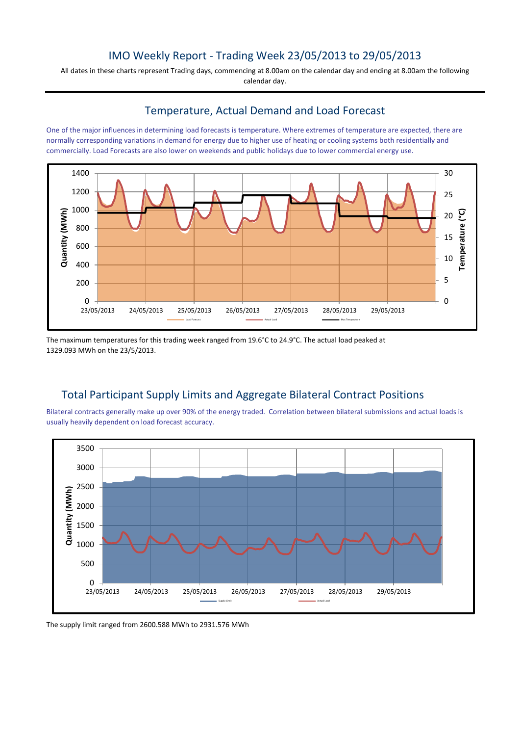# IMO Weekly Report - Trading Week 23/05/2013 to 29/05/2013

All dates in these charts represent Trading days, commencing at 8.00am on the calendar day and ending at 8.00am the following calendar day.

## Temperature, Actual Demand and Load Forecast

One of the major influences in determining load forecasts is temperature. Where extremes of temperature are expected, there are normally corresponding variations in demand for energy due to higher use of heating or cooling systems both residentially and commercially. Load Forecasts are also lower on weekends and public holidays due to lower commercial energy use.

The maximum temperatures for this trading week ranged from 19.6°C to 24.9°C. The actual load peaked at 1329.093 MWh on the 23/5/2013.

## Total Participant Supply Limits and Aggregate Bilateral Contract Positions

Bilateral contracts generally make up over 90% of the energy traded. Correlation between bilateral submissions and actual loads is usually heavily dependent on load forecast accuracy.

The supply limit ranged from 2600.588 MWh to 2931.576 MWh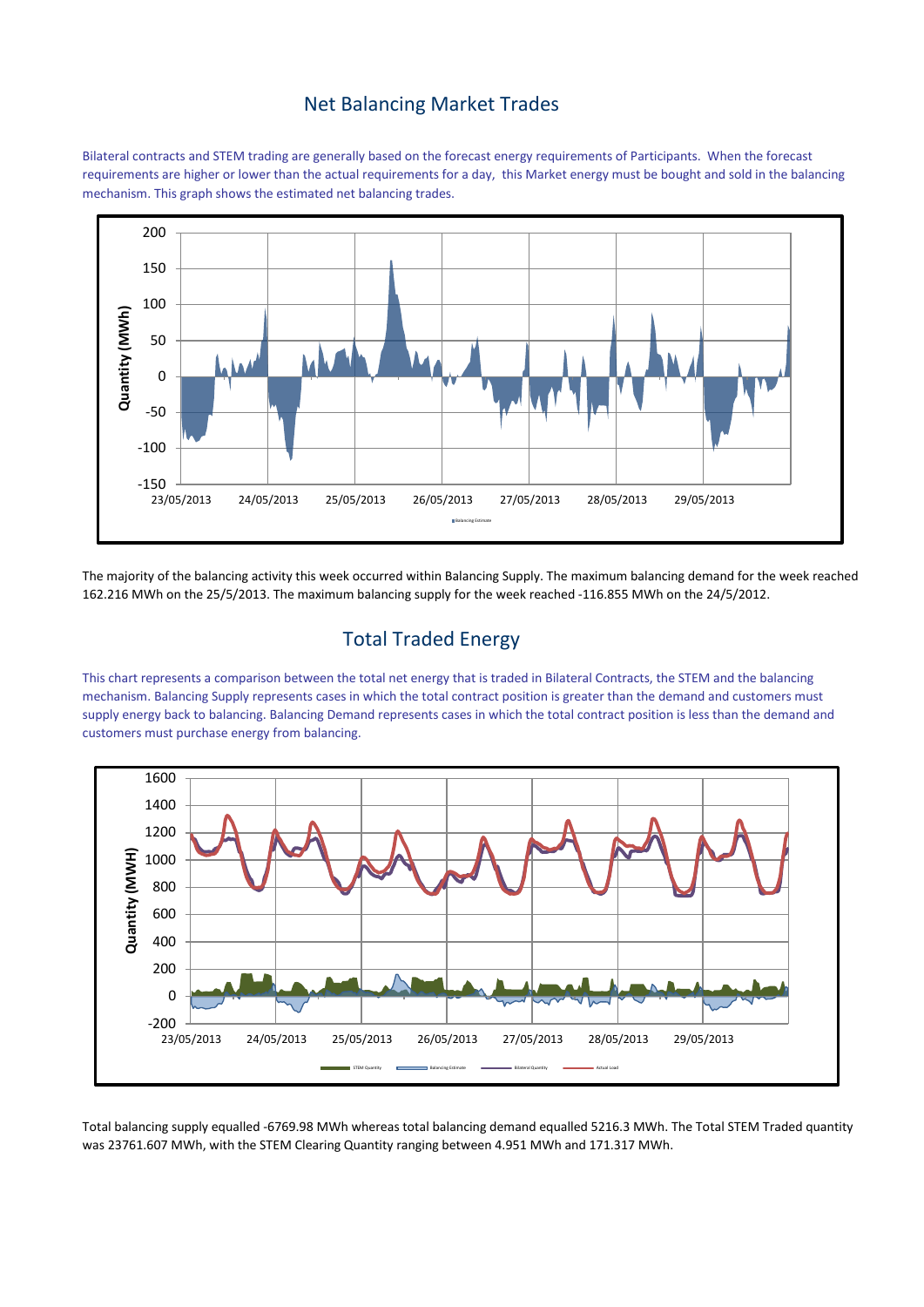## Net Balancing Market Trades

Bilateral contracts and STEM trading are generally based on the forecast energy requirements of Participants. When the forecast requirements are higher or lower than the actual requirements for a day, this Market energy must be bought and sold in the balancing mechanism. This graph shows the estimated net balancing trades.

The majority of the balancing activity this week occurred within Balancing Supply. The maximum balancing demand for the week reached 162.216 MWh on the 25/5/2013. The maximum balancing supply for the week reached -116.855 MWh on the 24/5/2012.

## Total Traded Energy

This chart represents a comparison between the total net energy that is traded in Bilateral Contracts, the STEM and the balancing mechanism. Balancing Supply represents cases in which the total contract position is greater than the demand and customers must supply energy back to balancing. Balancing Demand represents cases in which the total contract position is less than the demand and customers must purchase energy from balancing.

Total balancing supply equalled -6769.98 MWh whereas total balancing demand equalled 5216.3 MWh. The Total STEM Traded quantity was 23761.607 MWh, with the STEM Clearing Quantity ranging between 4.951 MWh and 171.317 MWh.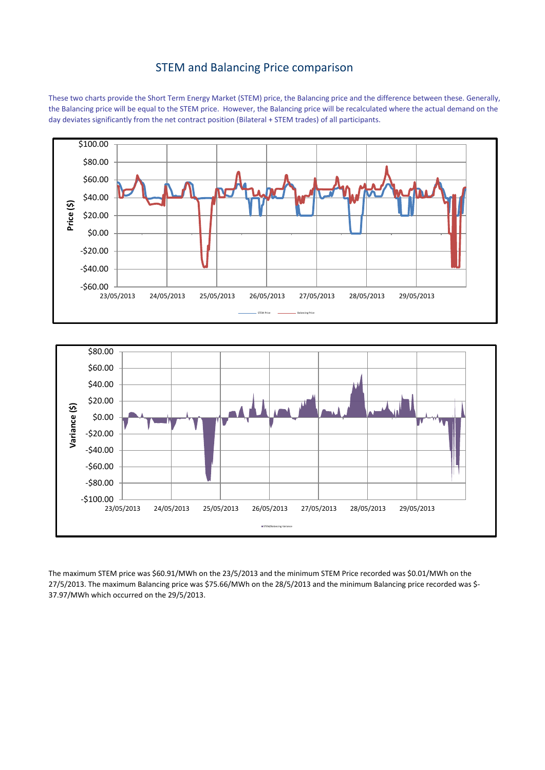# STEM and Balancing Price comparison

These two charts provide the Short Term Energy Market (STEM) price, the Balancing price and the difference between these. Generally, the Balancing price will be equal to the STEM price. However, the Balancing price will be recalculated where the actual demand on the day deviates significantly from the net contract position (Bilateral + STEM trades) of all participants.

Price ($)

$100.00
$80.00
$60.00
$40.00
$20.00
$0.00
-$20.00
-$40.00
-$60.00

23/05/2013 24/05/2013 25/05/2013 26/05/2013 27/05/2013 28/05/2013 29/05/2013

STEM Price
Balancing Price

Variance ($)

$80.00
$60.00
$40.00
$20.00
$0.00
-$20.00
-$40.00
-$60.00
-$80.00
-$100.00

23/05/2013 24/05/2013 25/05/2013 26/05/2013 27/05/2013 28/05/2013 29/05/2013

STEM/Balancing Variance

The maximum STEM price was $60.91/MWh on the 23/5/2013 and the minimum STEM Price recorded was $0.01/MWh on the 27/5/2013. The maximum Balancing price was $75.66/MWh on the 28/5/2013 and the minimum Balancing price recorded was $-37.97/MWh which occurred on the 29/5/2013.